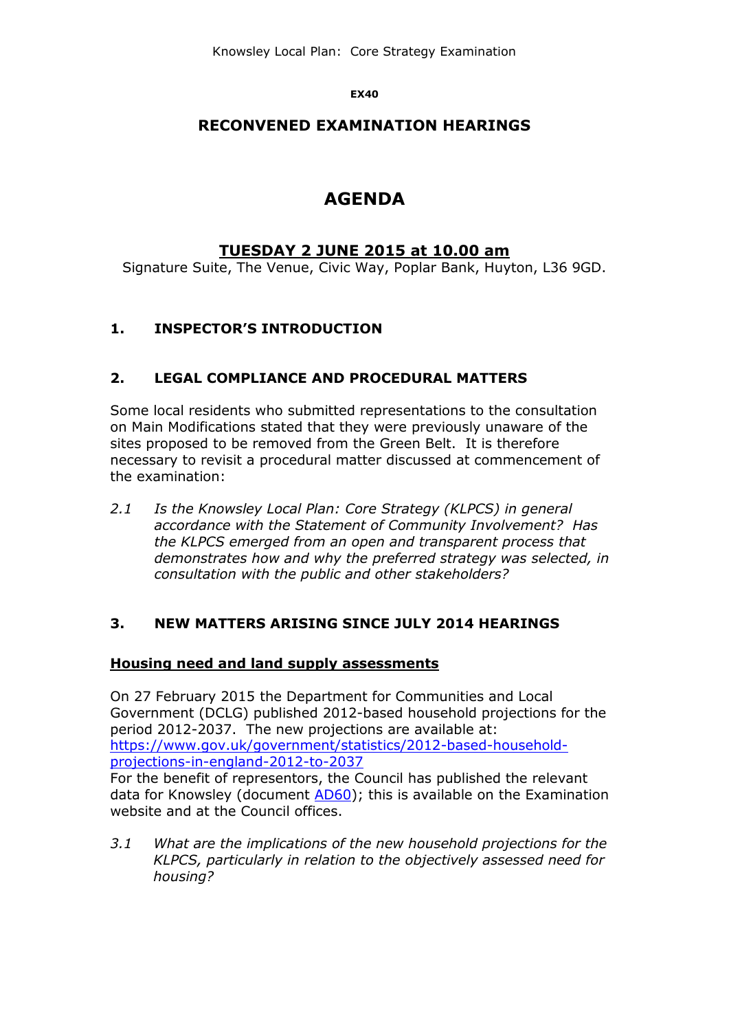Knowsley Local Plan: Core Strategy Examination

**EX40**

## RECONVENED EXAMINATION HEARINGS

# AGENDA

## TUESDAY 2 JUNE 2015 at 10.00 am

Signature Suite, The Venue, Civic Way, Poplar Bank, Huyton, L36 9GD.

### 1. INSPECTOR'S INTRODUCTION

### 2. LEGAL COMPLIANCE AND PROCEDURAL MATTERS

Some local residents who submitted representations to the consultation on Main Modifications stated that they were previously unaware of the sites proposed to be removed from the Green Belt. It is therefore necessary to revisit a procedural matter discussed at commencement of the examination:

*2.1 Is the Knowsley Local Plan: Core Strategy (KLPCS) in general accordance with the Statement of Community Involvement? Has the KLPCS emerged from an open and transparent process that demonstrates how and why the preferred strategy was selected, in consultation with the public and other stakeholders?*

### 3. NEW MATTERS ARISING SINCE JULY 2014 HEARINGS

**Housing need and land supply assessments**

On 27 February 2015 the Department for Communities and Local Government (DCLG) published 2012-based household projections for the period 2012-2037. The new projections are available at: https://www.gov.uk/government/statistics/2012-based-household-projections-in-england-2012-to-2037
For the benefit of representors, the Council has published the relevant data for Knowsley (document AD60); this is available on the Examination website and at the Council offices.

*3.1 What are the implications of the new household projections for the KLPCS, particularly in relation to the objectively assessed need for housing?*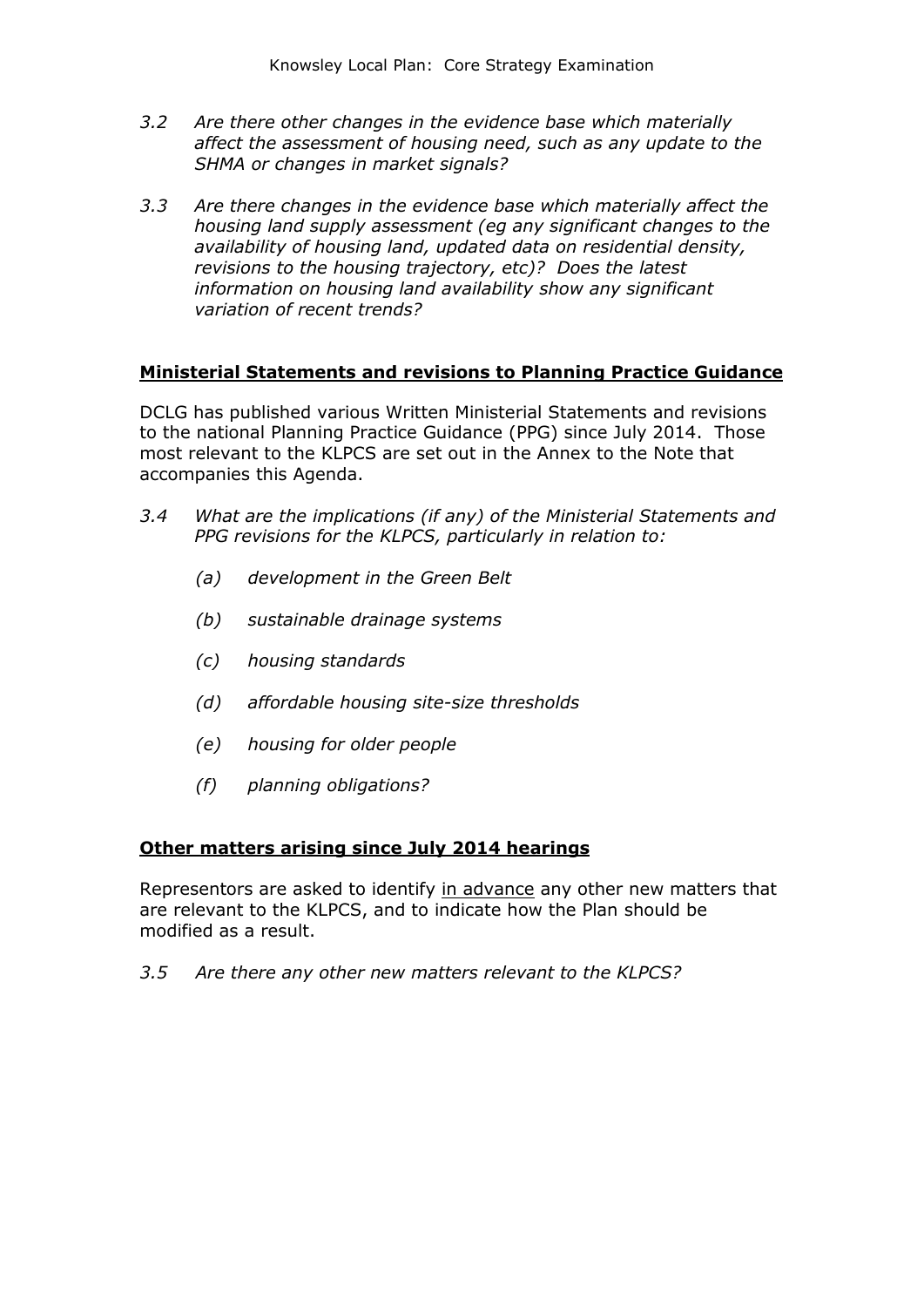*3.2 Are there other changes in the evidence base which materially affect the assessment of housing need, such as any update to the SHMA or changes in market signals?*

*3.3 Are there changes in the evidence base which materially affect the housing land supply assessment (eg any significant changes to the availability of housing land, updated data on residential density, revisions to the housing trajectory, etc)? Does the latest information on housing land availability show any significant variation of recent trends?*

## Ministerial Statements and revisions to Planning Practice Guidance

DCLG has published various Written Ministerial Statements and revisions to the national Planning Practice Guidance (PPG) since July 2014. Those most relevant to the KLPCS are set out in the Annex to the Note that accompanies this Agenda.

*3.4 What are the implications (if any) of the Ministerial Statements and PPG revisions for the KLPCS, particularly in relation to:*

*(a) development in the Green Belt*

*(b) sustainable drainage systems*

*(c) housing standards*

*(d) affordable housing site-size thresholds*

*(e) housing for older people*

*(f) planning obligations?*

## Other matters arising since July 2014 hearings

Representors are asked to identify <u>in advance</u> any other new matters that are relevant to the KLPCS, and to indicate how the Plan should be modified as a result.

*3.5 Are there any other new matters relevant to the KLPCS?*